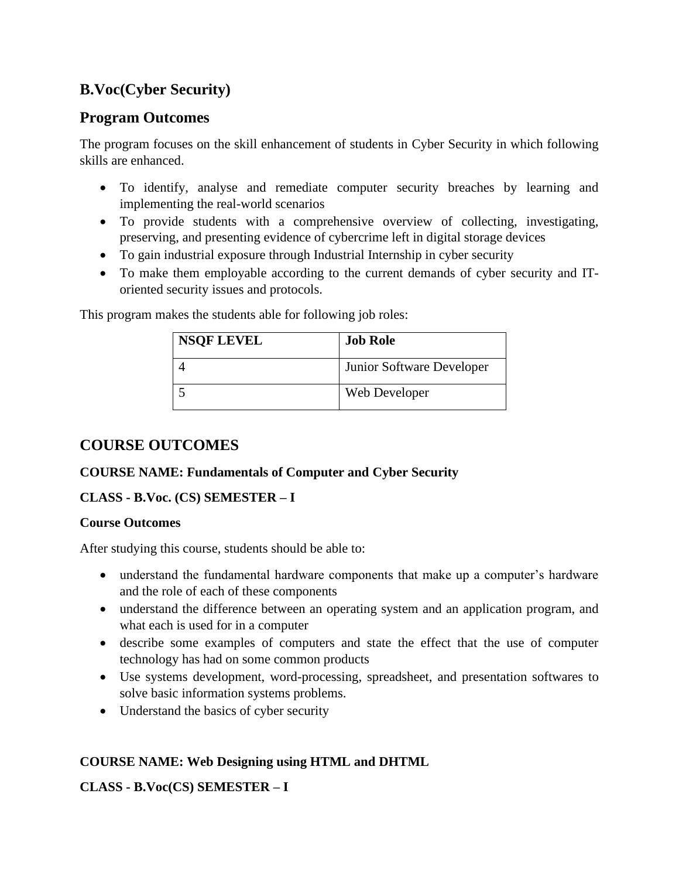## B.Voc(Cyber Security)

## Program Outcomes

The program focuses on the skill enhancement of students in Cyber Security in which following skills are enhanced.

- To identify, analyse and remediate computer security breaches by learning and implementing the real-world scenarios
- To provide students with a comprehensive overview of collecting, investigating, preserving, and presenting evidence of cybercrime left in digital storage devices
- To gain industrial exposure through Industrial Internship in cyber security
- To make them employable according to the current demands of cyber security and IT-oriented security issues and protocols.

This program makes the students able for following job roles:

| NSQF LEVEL | Job Role |
|---|---|
| 4 | Junior Software Developer |
| 5 | Web Developer |

## COURSE OUTCOMES

**COURSE NAME: Fundamentals of Computer and Cyber Security**

**CLASS - B.Voc. (CS) SEMESTER – I**

**Course Outcomes**

After studying this course, students should be able to:

- understand the fundamental hardware components that make up a computer's hardware and the role of each of these components
- understand the difference between an operating system and an application program, and what each is used for in a computer
- describe some examples of computers and state the effect that the use of computer technology has had on some common products
- Use systems development, word-processing, spreadsheet, and presentation softwares to solve basic information systems problems.
- Understand the basics of cyber security

**COURSE NAME: Web Designing using HTML and DHTML**

**CLASS - B.Voc(CS) SEMESTER – I**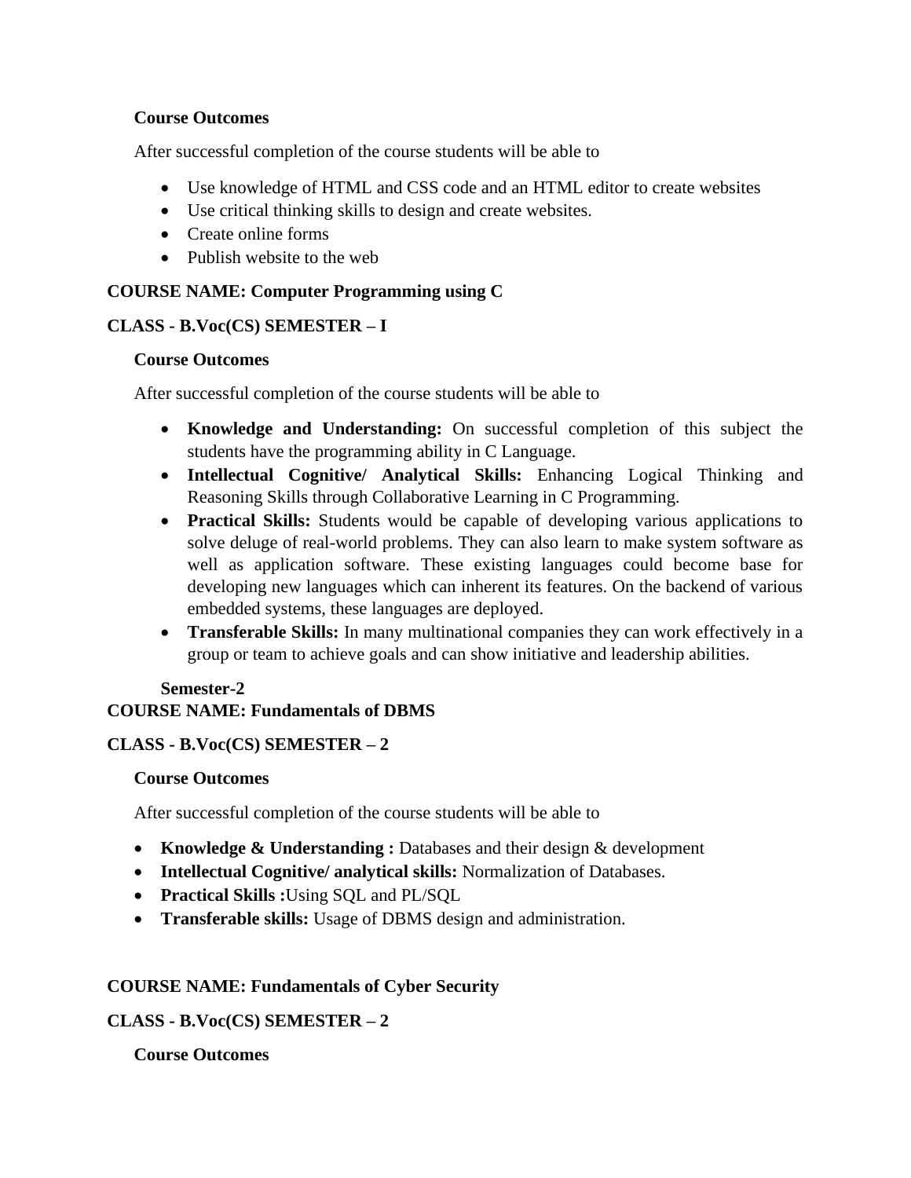**Course Outcomes**

After successful completion of the course students will be able to

- Use knowledge of HTML and CSS code and an HTML editor to create websites
- Use critical thinking skills to design and create websites.
- Create online forms
- Publish website to the web

**COURSE NAME: Computer Programming using C**

**CLASS - B.Voc(CS) SEMESTER – I**

**Course Outcomes**

After successful completion of the course students will be able to

- **Knowledge and Understanding:** On successful completion of this subject the students have the programming ability in C Language.
- **Intellectual Cognitive/ Analytical Skills:** Enhancing Logical Thinking and Reasoning Skills through Collaborative Learning in C Programming.
- **Practical Skills:** Students would be capable of developing various applications to solve deluge of real-world problems. They can also learn to make system software as well as application software. These existing languages could become base for developing new languages which can inherent its features. On the backend of various embedded systems, these languages are deployed.
- **Transferable Skills:** In many multinational companies they can work effectively in a group or team to achieve goals and can show initiative and leadership abilities.

**Semester-2**

**COURSE NAME: Fundamentals of DBMS**

**CLASS - B.Voc(CS) SEMESTER – 2**

**Course Outcomes**

After successful completion of the course students will be able to

- **Knowledge & Understanding :** Databases and their design & development
- **Intellectual Cognitive/ analytical skills:** Normalization of Databases.
- **Practical Skills :**Using SQL and PL/SQL
- **Transferable skills:** Usage of DBMS design and administration.

**COURSE NAME: Fundamentals of Cyber Security**

**CLASS - B.Voc(CS) SEMESTER – 2**

**Course Outcomes**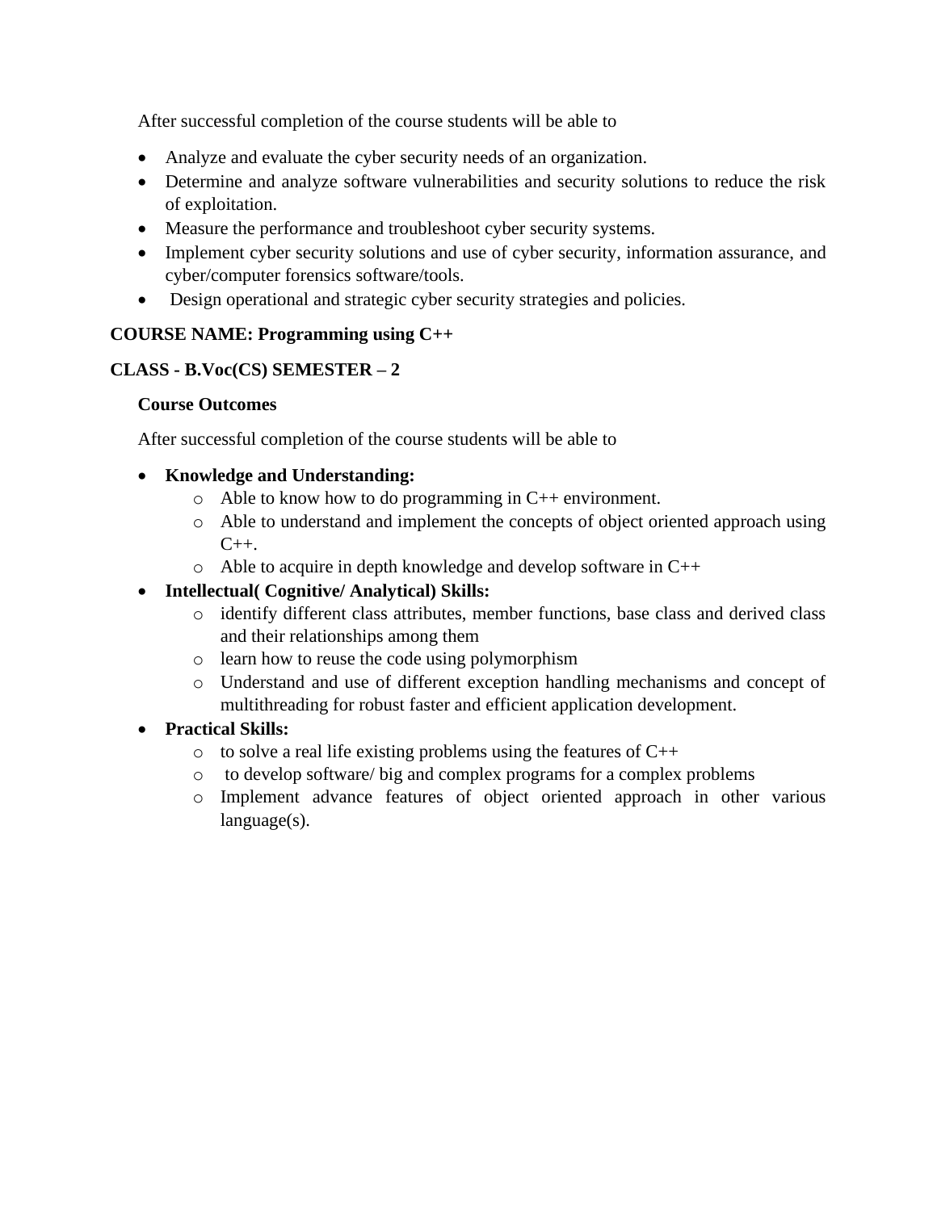After successful completion of the course students will be able to

- Analyze and evaluate the cyber security needs of an organization.
- Determine and analyze software vulnerabilities and security solutions to reduce the risk of exploitation.
- Measure the performance and troubleshoot cyber security systems.
- Implement cyber security solutions and use of cyber security, information assurance, and cyber/computer forensics software/tools.
- Design operational and strategic cyber security strategies and policies.

**COURSE NAME: Programming using C++**

**CLASS - B.Voc(CS) SEMESTER – 2**

**Course Outcomes**

After successful completion of the course students will be able to

- **Knowledge and Understanding:**
  - Able to know how to do programming in C++ environment.
  - Able to understand and implement the concepts of object oriented approach using C++.
  - Able to acquire in depth knowledge and develop software in C++
- **Intellectual( Cognitive/ Analytical) Skills:**
  - identify different class attributes, member functions, base class and derived class and their relationships among them
  - learn how to reuse the code using polymorphism
  - Understand and use of different exception handling mechanisms and concept of multithreading for robust faster and efficient application development.
- **Practical Skills:**
  - to solve a real life existing problems using the features of C++
  - to develop software/ big and complex programs for a complex problems
  - Implement advance features of object oriented approach in other various language(s).